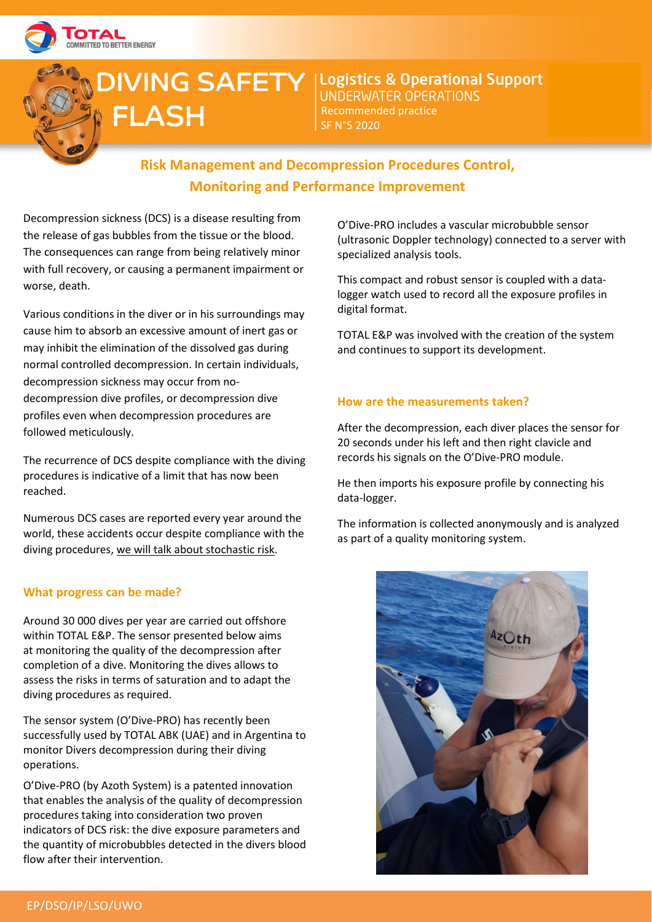# DIVING SAFETY FLASH

**Logistics & Operational Support**
UNDERWATER OPERATIONS
Recommended practice
SF N°5 2020

## Risk Management and Decompression Procedures Control, Monitoring and Performance Improvement

Decompression sickness (DCS) is a disease resulting from the release of gas bubbles from the tissue or the blood. The consequences can range from being relatively minor with full recovery, or causing a permanent impairment or worse, death.

Various conditions in the diver or in his surroundings may cause him to absorb an excessive amount of inert gas or may inhibit the elimination of the dissolved gas during normal controlled decompression. In certain individuals, decompression sickness may occur from no-decompression dive profiles, or decompression dive profiles even when decompression procedures are followed meticulously.

The recurrence of DCS despite compliance with the diving procedures is indicative of a limit that has now been reached.

Numerous DCS cases are reported every year around the world, these accidents occur despite compliance with the diving procedures, we will talk about stochastic risk.

### What progress can be made?

Around 30 000 dives per year are carried out offshore within TOTAL E&P. The sensor presented below aims at monitoring the quality of the decompression after completion of a dive. Monitoring the dives allows to assess the risks in terms of saturation and to adapt the diving procedures as required.

The sensor system (O'Dive-PRO) has recently been successfully used by TOTAL ABK (UAE) and in Argentina to monitor Divers decompression during their diving operations.

O'Dive-PRO (by Azoth System) is a patented innovation that enables the analysis of the quality of decompression procedures taking into consideration two proven indicators of DCS risk: the dive exposure parameters and the quantity of microbubbles detected in the divers blood flow after their intervention.

O'Dive-PRO includes a vascular microbubble sensor (ultrasonic Doppler technology) connected to a server with specialized analysis tools.

This compact and robust sensor is coupled with a data-logger watch used to record all the exposure profiles in digital format.

TOTAL E&P was involved with the creation of the system and continues to support its development.

### How are the measurements taken?

After the decompression, each diver places the sensor for 20 seconds under his left and then right clavicle and records his signals on the O'Dive-PRO module.

He then imports his exposure profile by connecting his data-logger.

The information is collected anonymously and is analyzed as part of a quality monitoring system.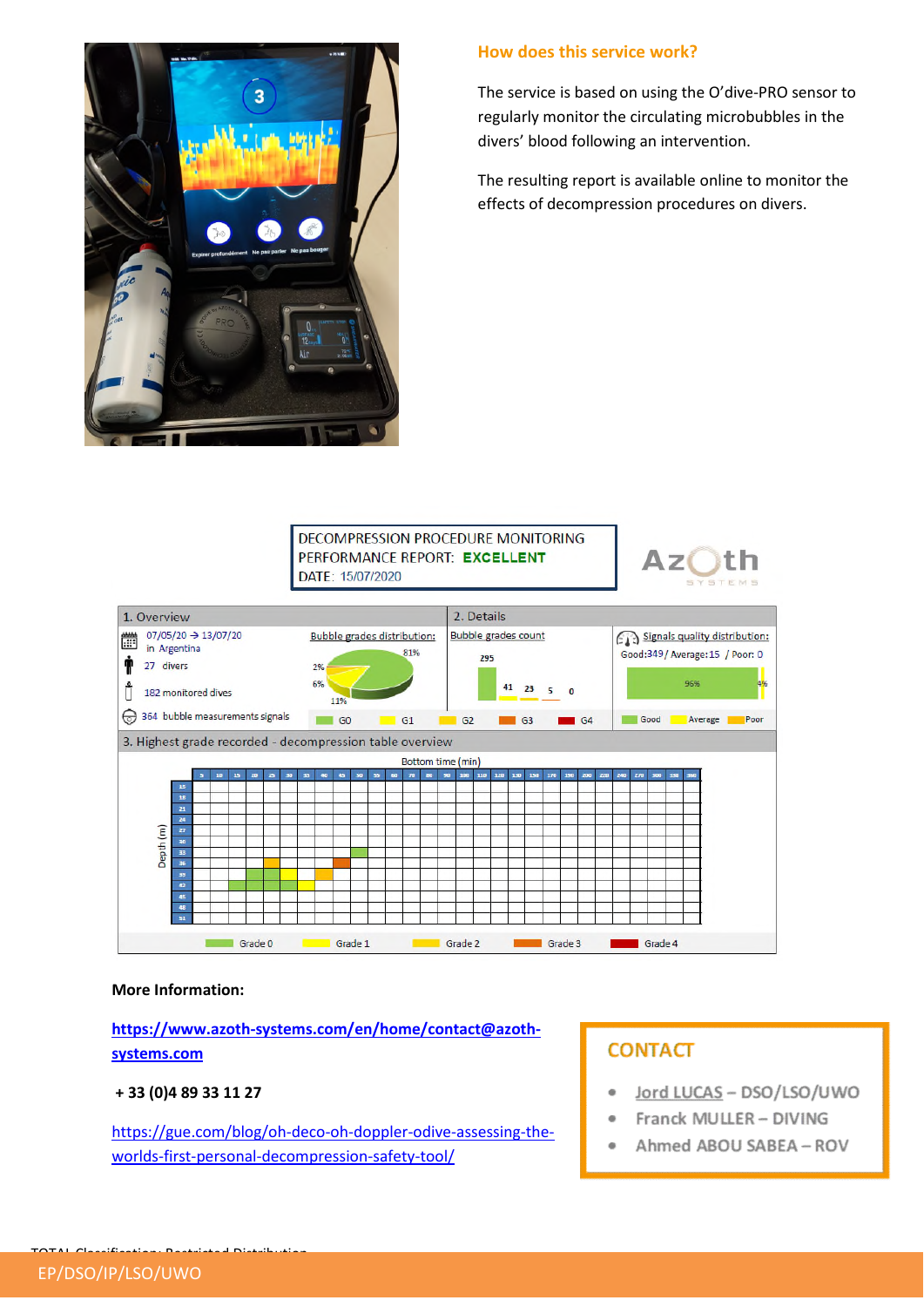## How does this service work?

The service is based on using the O'dive-PRO sensor to regularly monitor the circulating microbubbles in the divers' blood following an intervention.

The resulting report is available online to monitor the effects of decompression procedures on divers.

DECOMPRESSION PROCEDURE MONITORING
PERFORMANCE REPORT: **EXCELLENT**
DATE: 15/07/2020

1. Overview

07/05/20 → 13/07/20
in Argentina
27 divers
182 monitored dives
364 bubble measurements signals

Bubble grades distribution:
81%
2%
6%
11%
G0 G1 G2 G3 G4

2. Details

Bubble grades count
295
41
23
5
0

Signals quality distribution:
Good:349 / Average:15 / Poor: 0
96%
4%
Good Average Poor

3. Highest grade recorded - decompression table overview

Bottom time (min)
Depth (m)
Grade 0 Grade 1 Grade 2 Grade 3 Grade 4

**More Information:**

https://www.azoth-systems.com/en/home/contact@azoth-systems.com

**+ 33 (0)4 89 33 11 27**

https://gue.com/blog/oh-deco-oh-doppler-odive-assessing-the-worlds-first-personal-decompression-safety-tool/

**CONTACT**

- Jord LUCAS – DSO/LSO/UWO
- Franck MULLER – DIVING
- Ahmed ABOU SABEA – ROV

TOTAL Classification: Restricted Distribution

EP/DSO/IP/LSO/UWO